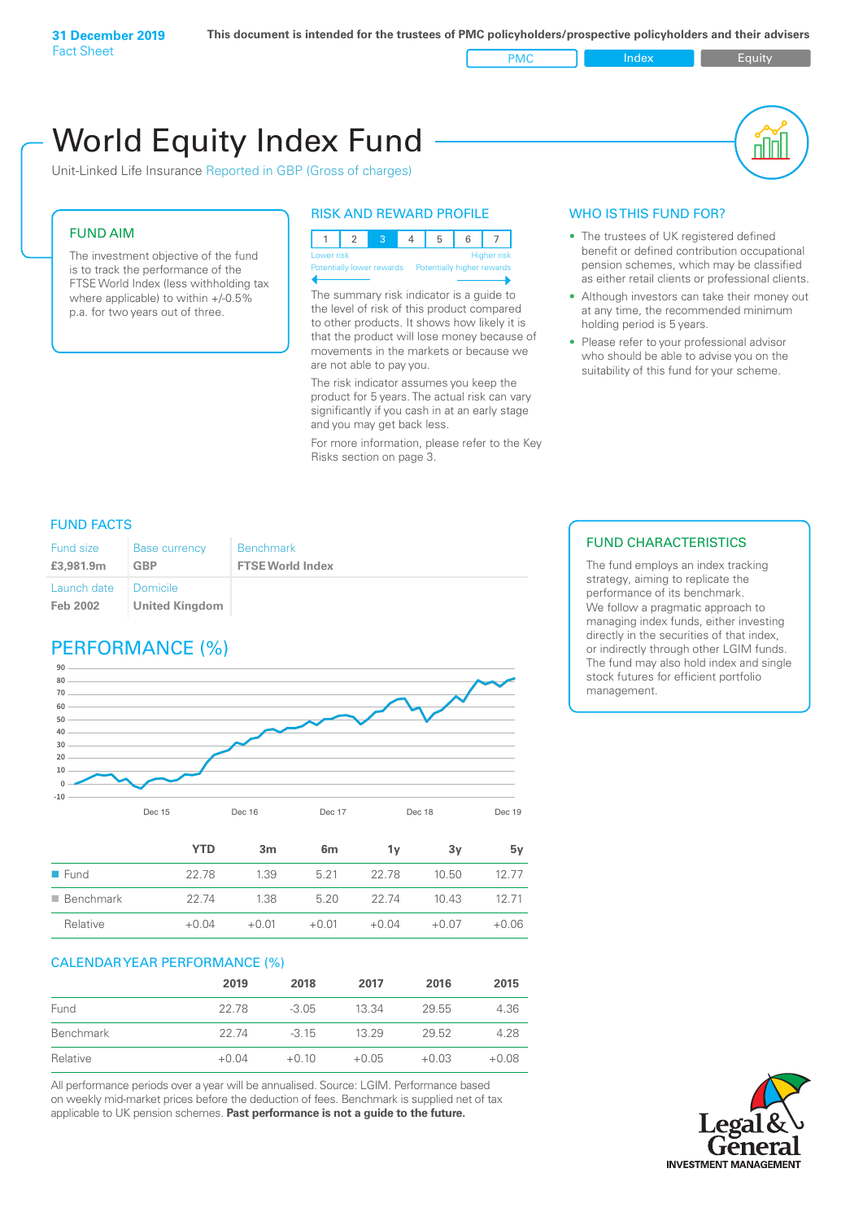**31 December 2019**
Fact Sheet

**This document is intended for the trustees of PMC policyholders/prospective policyholders and their advisers**

PMC | Index | Equity

# World Equity Index Fund

Unit-Linked Life Insurance Reported in GBP (Gross of charges)

## FUND AIM

The investment objective of the fund is to track the performance of the FTSE World Index (less withholding tax where applicable) to within +/-0.5% p.a. for two years out of three.

## RISK AND REWARD PROFILE

| 1 | 2 | 3 | 4 | 5 | 6 | 7 |
|---|---|---|---|---|---|---|

Lower risk — Higher risk
Potentially lower rewards — Potentially higher rewards

The summary risk indicator is a guide to the level of risk of this product compared to other products. It shows how likely it is that the product will lose money because of movements in the markets or because we are not able to pay you.

The risk indicator assumes you keep the product for 5 years. The actual risk can vary significantly if you cash in at an early stage and you may get back less.

For more information, please refer to the Key Risks section on page 3.

## WHO IS THIS FUND FOR?

- The trustees of UK registered defined benefit or defined contribution occupational pension schemes, which may be classified as either retail clients or professional clients.
- Although investors can take their money out at any time, the recommended minimum holding period is 5 years.
- Please refer to your professional advisor who should be able to advise you on the suitability of this fund for your scheme.

## FUND FACTS

| Fund size | Base currency | Benchmark |
|---|---|---|
| **£3,981.9m** | **GBP** | **FTSE World Index** |
| **Launch date** | **Domicile** | |
| **Feb 2002** | **United Kingdom** | |

## FUND CHARACTERISTICS

The fund employs an index tracking strategy, aiming to replicate the performance of its benchmark. We follow a pragmatic approach to managing index funds, either investing directly in the securities of that index, or indirectly through other LGIM funds. The fund may also hold index and single stock futures for efficient portfolio management.

## PERFORMANCE (%)

| | YTD | 3m | 6m | 1y | 3y | 5y |
|---|---|---|---|---|---|---|
| Fund | 22.78 | 1.39 | 5.21 | 22.78 | 10.50 | 12.77 |
| Benchmark | 22.74 | 1.38 | 5.20 | 22.74 | 10.43 | 12.71 |
| Relative | +0.04 | +0.01 | +0.01 | +0.04 | +0.07 | +0.06 |

## CALENDAR YEAR PERFORMANCE (%)

| | 2019 | 2018 | 2017 | 2016 | 2015 |
|---|---|---|---|---|---|
| Fund | 22.78 | -3.05 | 13.34 | 29.55 | 4.36 |
| Benchmark | 22.74 | -3.15 | 13.29 | 29.52 | 4.28 |
| Relative | +0.04 | +0.10 | +0.05 | +0.03 | +0.08 |

All performance periods over a year will be annualised. Source: LGIM. Performance based on weekly mid-market prices before the deduction of fees. Benchmark is supplied net of tax applicable to UK pension schemes. **Past performance is not a guide to the future.**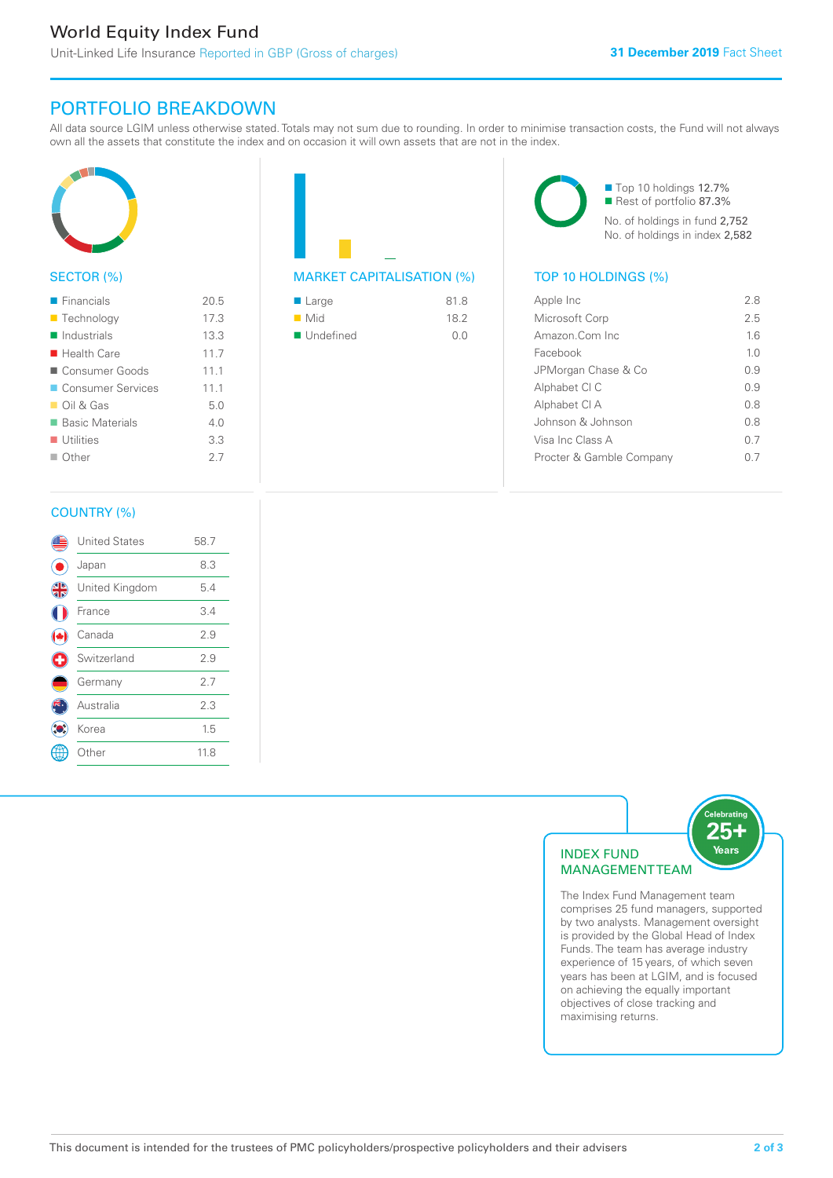# World Equity Index Fund

Unit-Linked Life Insurance Reported in GBP (Gross of charges)

**31 December 2019** Fact Sheet

## PORTFOLIO BREAKDOWN

All data source LGIM unless otherwise stated. Totals may not sum due to rounding. In order to minimise transaction costs, the Fund will not always own all the assets that constitute the index and on occasion it will own assets that are not in the index.

### SECTOR (%)

| Sector | % |
|---|---|
| Financials | 20.5 |
| Technology | 17.3 |
| Industrials | 13.3 |
| Health Care | 11.7 |
| Consumer Goods | 11.1 |
| Consumer Services | 11.1 |
| Oil & Gas | 5.0 |
| Basic Materials | 4.0 |
| Utilities | 3.3 |
| Other | 2.7 |

### MARKET CAPITALISATION (%)

| Market Capitalisation | % |
|---|---|
| Large | 81.8 |
| Mid | 18.2 |
| Undefined | 0.0 |

Top 10 holdings 12.7%
Rest of portfolio 87.3%
No. of holdings in fund 2,752
No. of holdings in index 2,582

### TOP 10 HOLDINGS (%)

| Holding | % |
|---|---|
| Apple Inc | 2.8 |
| Microsoft Corp | 2.5 |
| Amazon.Com Inc | 1.6 |
| Facebook | 1.0 |
| JPMorgan Chase & Co | 0.9 |
| Alphabet Cl C | 0.9 |
| Alphabet Cl A | 0.8 |
| Johnson & Johnson | 0.8 |
| Visa Inc Class A | 0.7 |
| Procter & Gamble Company | 0.7 |

### COUNTRY (%)

| Country | % |
|---|---|
| United States | 58.7 |
| Japan | 8.3 |
| United Kingdom | 5.4 |
| France | 3.4 |
| Canada | 2.9 |
| Switzerland | 2.9 |
| Germany | 2.7 |
| Australia | 2.3 |
| Korea | 1.5 |
| Other | 11.8 |

### INDEX FUND MANAGEMENT TEAM

Celebrating 25+ Years

The Index Fund Management team comprises 25 fund managers, supported by two analysts. Management oversight is provided by the Global Head of Index Funds. The team has average industry experience of 15 years, of which seven years has been at LGIM, and is focused on achieving the equally important objectives of close tracking and maximising returns.

This document is intended for the trustees of PMC policyholders/prospective policyholders and their advisers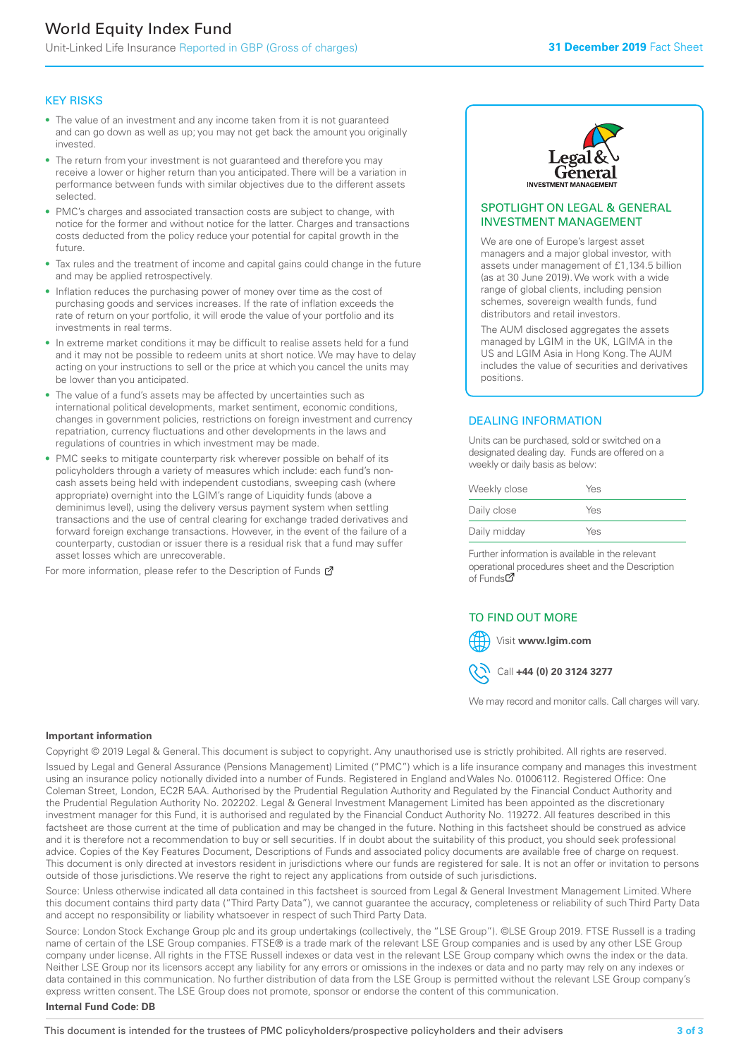# World Equity Index Fund

Unit-Linked Life Insurance Reported in GBP (Gross of charges)

**31 December 2019** Fact Sheet

## KEY RISKS

- The value of an investment and any income taken from it is not guaranteed and can go down as well as up; you may not get back the amount you originally invested.
- The return from your investment is not guaranteed and therefore you may receive a lower or higher return than you anticipated. There will be a variation in performance between funds with similar objectives due to the different assets selected.
- PMC's charges and associated transaction costs are subject to change, with notice for the former and without notice for the latter. Charges and transactions costs deducted from the policy reduce your potential for capital growth in the future.
- Tax rules and the treatment of income and capital gains could change in the future and may be applied retrospectively.
- Inflation reduces the purchasing power of money over time as the cost of purchasing goods and services increases. If the rate of inflation exceeds the rate of return on your portfolio, it will erode the value of your portfolio and its investments in real terms.
- In extreme market conditions it may be difficult to realise assets held for a fund and it may not be possible to redeem units at short notice. We may have to delay acting on your instructions to sell or the price at which you cancel the units may be lower than you anticipated.
- The value of a fund's assets may be affected by uncertainties such as international political developments, market sentiment, economic conditions, changes in government policies, restrictions on foreign investment and currency repatriation, currency fluctuations and other developments in the laws and regulations of countries in which investment may be made.
- PMC seeks to mitigate counterparty risk wherever possible on behalf of its policyholders through a variety of measures which include: each fund's non-cash assets being held with independent custodians, sweeping cash (where appropriate) overnight into the LGIM's range of Liquidity funds (above a deminimus level), using the delivery versus payment system when settling transactions and the use of central clearing for exchange traded derivatives and forward foreign exchange transactions. However, in the event of the failure of a counterparty, custodian or issuer there is a residual risk that a fund may suffer asset losses which are unrecoverable.

For more information, please refer to the Description of Funds

## SPOTLIGHT ON LEGAL & GENERAL INVESTMENT MANAGEMENT

We are one of Europe's largest asset managers and a major global investor, with assets under management of £1,134.5 billion (as at 30 June 2019). We work with a wide range of global clients, including pension schemes, sovereign wealth funds, fund distributors and retail investors.

The AUM disclosed aggregates the assets managed by LGIM in the UK, LGIMA in the US and LGIM Asia in Hong Kong. The AUM includes the value of securities and derivatives positions.

## DEALING INFORMATION

Units can be purchased, sold or switched on a designated dealing day. Funds are offered on a weekly or daily basis as below:

| | |
|---|---|
| Weekly close | Yes |
| Daily close | Yes |
| Daily midday | Yes |

Further information is available in the relevant operational procedures sheet and the Description of Funds

## TO FIND OUT MORE

Visit **www.lgim.com**

Call **+44 (0) 20 3124 3277**

We may record and monitor calls. Call charges will vary.

**Important information**

Copyright © 2019 Legal & General. This document is subject to copyright. Any unauthorised use is strictly prohibited. All rights are reserved.

Issued by Legal and General Assurance (Pensions Management) Limited ("PMC") which is a life insurance company and manages this investment using an insurance policy notionally divided into a number of Funds. Registered in England and Wales No. 01006112. Registered Office: One Coleman Street, London, EC2R 5AA. Authorised by the Prudential Regulation Authority and Regulated by the Financial Conduct Authority and the Prudential Regulation Authority No. 202202. Legal & General Investment Management Limited has been appointed as the discretionary investment manager for this Fund, it is authorised and regulated by the Financial Conduct Authority No. 119272. All features described in this factsheet are those current at the time of publication and may be changed in the future. Nothing in this factsheet should be construed as advice and it is therefore not a recommendation to buy or sell securities. If in doubt about the suitability of this product, you should seek professional advice. Copies of the Key Features Document, Descriptions of Funds and associated policy documents are available free of charge on request. This document is only directed at investors resident in jurisdictions where our funds are registered for sale. It is not an offer or invitation to persons outside of those jurisdictions. We reserve the right to reject any applications from outside of such jurisdictions.

Source: Unless otherwise indicated all data contained in this factsheet is sourced from Legal & General Investment Management Limited. Where this document contains third party data ("Third Party Data"), we cannot guarantee the accuracy, completeness or reliability of such Third Party Data and accept no responsibility or liability whatsoever in respect of such Third Party Data.

Source: London Stock Exchange Group plc and its group undertakings (collectively, the "LSE Group"). ©LSE Group 2019. FTSE Russell is a trading name of certain of the LSE Group companies. FTSE® is a trade mark of the relevant LSE Group companies and is used by any other LSE Group company under license. All rights in the FTSE Russell indexes or data vest in the relevant LSE Group company which owns the index or the data. Neither LSE Group nor its licensors accept any liability for any errors or omissions in the indexes or data and no party may rely on any indexes or data contained in this communication. No further distribution of data from the LSE Group is permitted without the relevant LSE Group company's express written consent. The LSE Group does not promote, sponsor or endorse the content of this communication.

**Internal Fund Code: DB**

This document is intended for the trustees of PMC policyholders/prospective policyholders and their advisers